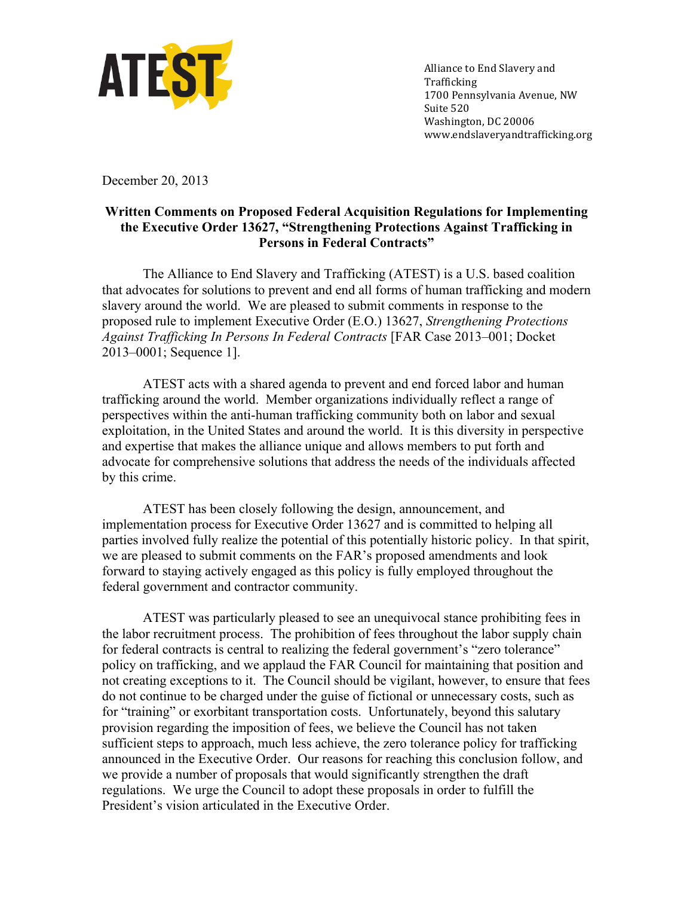ATEST

Alliance to End Slavery and Trafficking
1700 Pennsylvania Avenue, NW
Suite 520
Washington, DC 20006
www.endslaveryandtrafficking.org

December 20, 2013

**Written Comments on Proposed Federal Acquisition Regulations for Implementing the Executive Order 13627, "Strengthening Protections Against Trafficking in Persons in Federal Contracts"**

The Alliance to End Slavery and Trafficking (ATEST) is a U.S. based coalition that advocates for solutions to prevent and end all forms of human trafficking and modern slavery around the world. We are pleased to submit comments in response to the proposed rule to implement Executive Order (E.O.) 13627, *Strengthening Protections Against Trafficking In Persons In Federal Contracts* [FAR Case 2013–001; Docket 2013–0001; Sequence 1].

ATEST acts with a shared agenda to prevent and end forced labor and human trafficking around the world. Member organizations individually reflect a range of perspectives within the anti-human trafficking community both on labor and sexual exploitation, in the United States and around the world. It is this diversity in perspective and expertise that makes the alliance unique and allows members to put forth and advocate for comprehensive solutions that address the needs of the individuals affected by this crime.

ATEST has been closely following the design, announcement, and implementation process for Executive Order 13627 and is committed to helping all parties involved fully realize the potential of this potentially historic policy. In that spirit, we are pleased to submit comments on the FAR's proposed amendments and look forward to staying actively engaged as this policy is fully employed throughout the federal government and contractor community.

ATEST was particularly pleased to see an unequivocal stance prohibiting fees in the labor recruitment process. The prohibition of fees throughout the labor supply chain for federal contracts is central to realizing the federal government's "zero tolerance" policy on trafficking, and we applaud the FAR Council for maintaining that position and not creating exceptions to it. The Council should be vigilant, however, to ensure that fees do not continue to be charged under the guise of fictional or unnecessary costs, such as for "training" or exorbitant transportation costs. Unfortunately, beyond this salutary provision regarding the imposition of fees, we believe the Council has not taken sufficient steps to approach, much less achieve, the zero tolerance policy for trafficking announced in the Executive Order. Our reasons for reaching this conclusion follow, and we provide a number of proposals that would significantly strengthen the draft regulations. We urge the Council to adopt these proposals in order to fulfill the President's vision articulated in the Executive Order.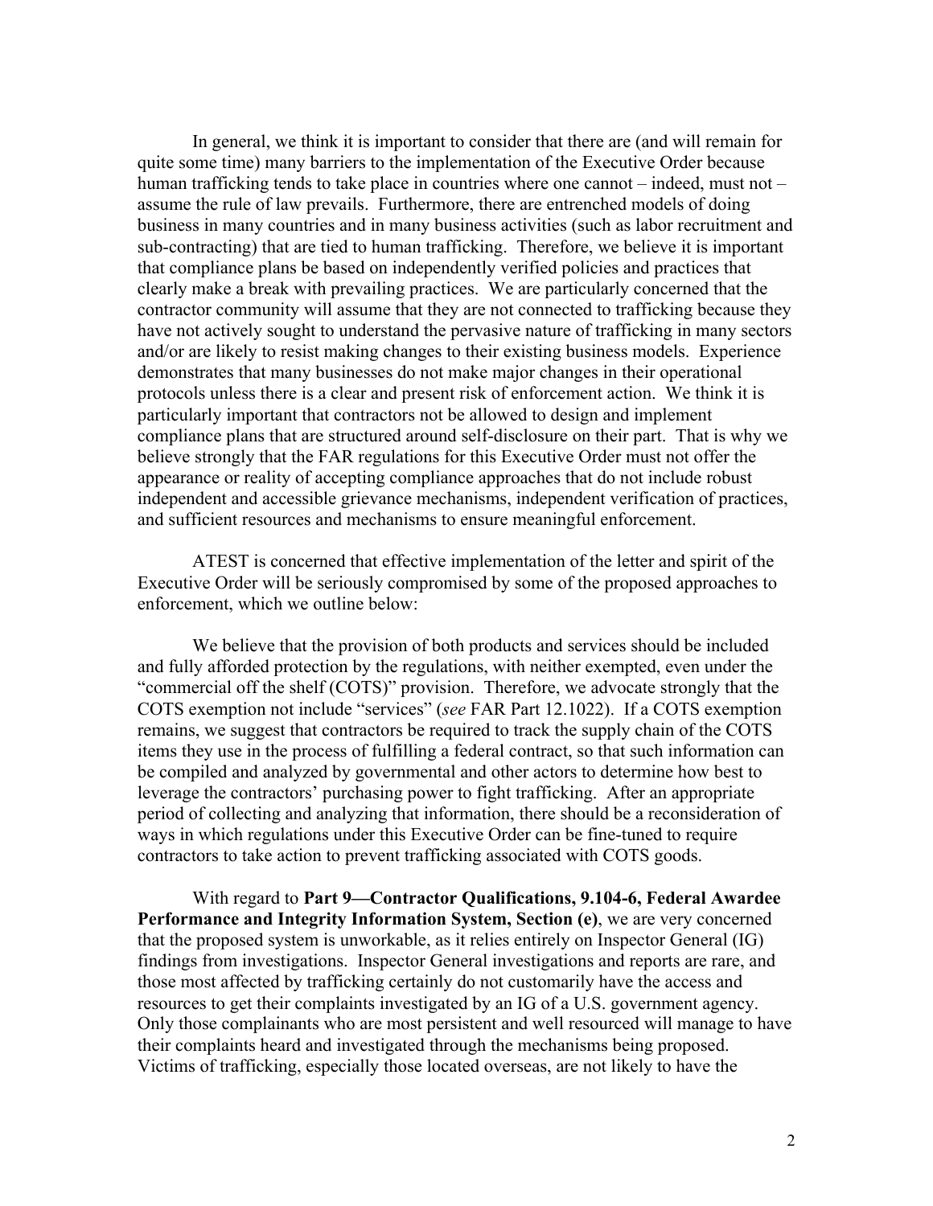In general, we think it is important to consider that there are (and will remain for quite some time) many barriers to the implementation of the Executive Order because human trafficking tends to take place in countries where one cannot – indeed, must not – assume the rule of law prevails. Furthermore, there are entrenched models of doing business in many countries and in many business activities (such as labor recruitment and sub-contracting) that are tied to human trafficking. Therefore, we believe it is important that compliance plans be based on independently verified policies and practices that clearly make a break with prevailing practices. We are particularly concerned that the contractor community will assume that they are not connected to trafficking because they have not actively sought to understand the pervasive nature of trafficking in many sectors and/or are likely to resist making changes to their existing business models. Experience demonstrates that many businesses do not make major changes in their operational protocols unless there is a clear and present risk of enforcement action. We think it is particularly important that contractors not be allowed to design and implement compliance plans that are structured around self-disclosure on their part. That is why we believe strongly that the FAR regulations for this Executive Order must not offer the appearance or reality of accepting compliance approaches that do not include robust independent and accessible grievance mechanisms, independent verification of practices, and sufficient resources and mechanisms to ensure meaningful enforcement.

ATEST is concerned that effective implementation of the letter and spirit of the Executive Order will be seriously compromised by some of the proposed approaches to enforcement, which we outline below:

We believe that the provision of both products and services should be included and fully afforded protection by the regulations, with neither exempted, even under the "commercial off the shelf (COTS)" provision. Therefore, we advocate strongly that the COTS exemption not include "services" (*see* FAR Part 12.1022). If a COTS exemption remains, we suggest that contractors be required to track the supply chain of the COTS items they use in the process of fulfilling a federal contract, so that such information can be compiled and analyzed by governmental and other actors to determine how best to leverage the contractors' purchasing power to fight trafficking. After an appropriate period of collecting and analyzing that information, there should be a reconsideration of ways in which regulations under this Executive Order can be fine-tuned to require contractors to take action to prevent trafficking associated with COTS goods.

With regard to **Part 9—Contractor Qualifications, 9.104-6, Federal Awardee Performance and Integrity Information System, Section (e)**, we are very concerned that the proposed system is unworkable, as it relies entirely on Inspector General (IG) findings from investigations. Inspector General investigations and reports are rare, and those most affected by trafficking certainly do not customarily have the access and resources to get their complaints investigated by an IG of a U.S. government agency. Only those complainants who are most persistent and well resourced will manage to have their complaints heard and investigated through the mechanisms being proposed. Victims of trafficking, especially those located overseas, are not likely to have the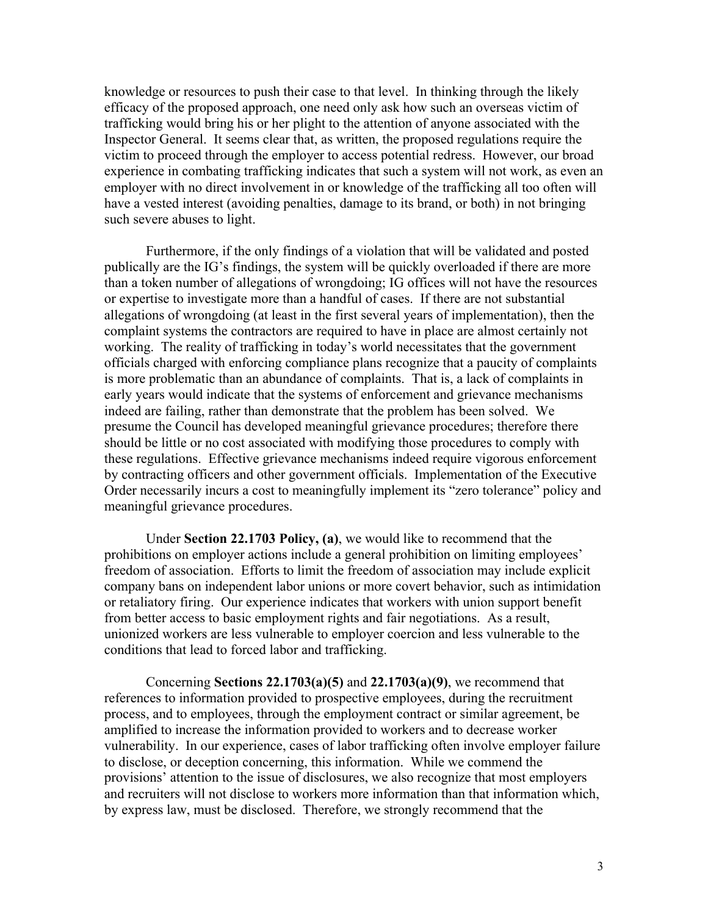knowledge or resources to push their case to that level. In thinking through the likely efficacy of the proposed approach, one need only ask how such an overseas victim of trafficking would bring his or her plight to the attention of anyone associated with the Inspector General. It seems clear that, as written, the proposed regulations require the victim to proceed through the employer to access potential redress. However, our broad experience in combating trafficking indicates that such a system will not work, as even an employer with no direct involvement in or knowledge of the trafficking all too often will have a vested interest (avoiding penalties, damage to its brand, or both) in not bringing such severe abuses to light.

Furthermore, if the only findings of a violation that will be validated and posted publically are the IG's findings, the system will be quickly overloaded if there are more than a token number of allegations of wrongdoing; IG offices will not have the resources or expertise to investigate more than a handful of cases. If there are not substantial allegations of wrongdoing (at least in the first several years of implementation), then the complaint systems the contractors are required to have in place are almost certainly not working. The reality of trafficking in today's world necessitates that the government officials charged with enforcing compliance plans recognize that a paucity of complaints is more problematic than an abundance of complaints. That is, a lack of complaints in early years would indicate that the systems of enforcement and grievance mechanisms indeed are failing, rather than demonstrate that the problem has been solved. We presume the Council has developed meaningful grievance procedures; therefore there should be little or no cost associated with modifying those procedures to comply with these regulations. Effective grievance mechanisms indeed require vigorous enforcement by contracting officers and other government officials. Implementation of the Executive Order necessarily incurs a cost to meaningfully implement its "zero tolerance" policy and meaningful grievance procedures.

Under **Section 22.1703 Policy, (a)**, we would like to recommend that the prohibitions on employer actions include a general prohibition on limiting employees' freedom of association. Efforts to limit the freedom of association may include explicit company bans on independent labor unions or more covert behavior, such as intimidation or retaliatory firing. Our experience indicates that workers with union support benefit from better access to basic employment rights and fair negotiations. As a result, unionized workers are less vulnerable to employer coercion and less vulnerable to the conditions that lead to forced labor and trafficking.

Concerning **Sections 22.1703(a)(5)** and **22.1703(a)(9)**, we recommend that references to information provided to prospective employees, during the recruitment process, and to employees, through the employment contract or similar agreement, be amplified to increase the information provided to workers and to decrease worker vulnerability. In our experience, cases of labor trafficking often involve employer failure to disclose, or deception concerning, this information. While we commend the provisions' attention to the issue of disclosures, we also recognize that most employers and recruiters will not disclose to workers more information than that information which, by express law, must be disclosed. Therefore, we strongly recommend that the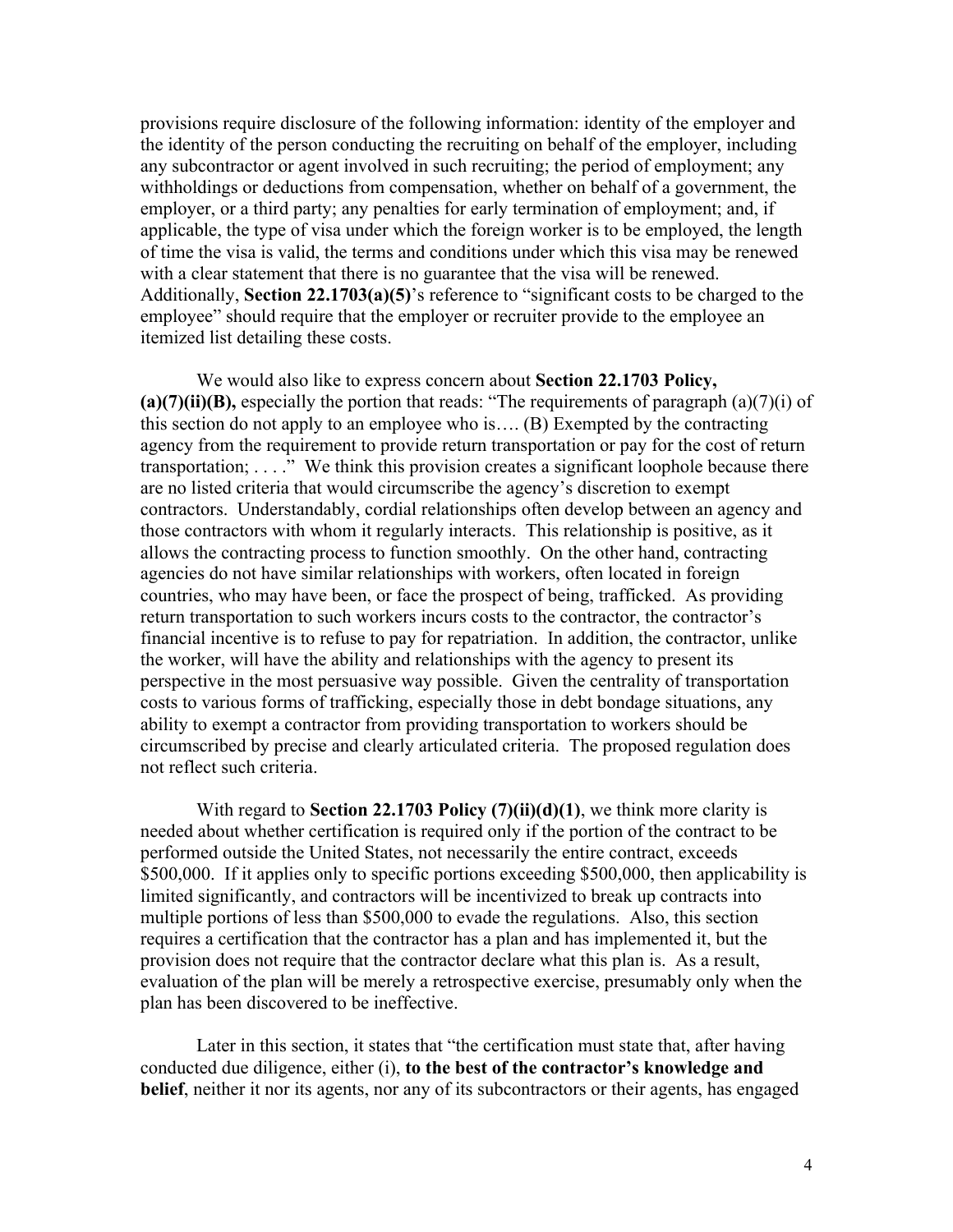provisions require disclosure of the following information: identity of the employer and the identity of the person conducting the recruiting on behalf of the employer, including any subcontractor or agent involved in such recruiting; the period of employment; any withholdings or deductions from compensation, whether on behalf of a government, the employer, or a third party; any penalties for early termination of employment; and, if applicable, the type of visa under which the foreign worker is to be employed, the length of time the visa is valid, the terms and conditions under which this visa may be renewed with a clear statement that there is no guarantee that the visa will be renewed. Additionally, **Section 22.1703(a)(5)**'s reference to "significant costs to be charged to the employee" should require that the employer or recruiter provide to the employee an itemized list detailing these costs.

We would also like to express concern about **Section 22.1703 Policy, (a)(7)(ii)(B),** especially the portion that reads: "The requirements of paragraph (a)(7)(i) of this section do not apply to an employee who is…. (B) Exempted by the contracting agency from the requirement to provide return transportation or pay for the cost of return transportation; . . . ." We think this provision creates a significant loophole because there are no listed criteria that would circumscribe the agency's discretion to exempt contractors. Understandably, cordial relationships often develop between an agency and those contractors with whom it regularly interacts. This relationship is positive, as it allows the contracting process to function smoothly. On the other hand, contracting agencies do not have similar relationships with workers, often located in foreign countries, who may have been, or face the prospect of being, trafficked. As providing return transportation to such workers incurs costs to the contractor, the contractor's financial incentive is to refuse to pay for repatriation. In addition, the contractor, unlike the worker, will have the ability and relationships with the agency to present its perspective in the most persuasive way possible. Given the centrality of transportation costs to various forms of trafficking, especially those in debt bondage situations, any ability to exempt a contractor from providing transportation to workers should be circumscribed by precise and clearly articulated criteria. The proposed regulation does not reflect such criteria.

With regard to **Section 22.1703 Policy (7)(ii)(d)(1)**, we think more clarity is needed about whether certification is required only if the portion of the contract to be performed outside the United States, not necessarily the entire contract, exceeds $500,000. If it applies only to specific portions exceeding $500,000, then applicability is limited significantly, and contractors will be incentivized to break up contracts into multiple portions of less than $500,000 to evade the regulations. Also, this section requires a certification that the contractor has a plan and has implemented it, but the provision does not require that the contractor declare what this plan is. As a result, evaluation of the plan will be merely a retrospective exercise, presumably only when the plan has been discovered to be ineffective.

Later in this section, it states that "the certification must state that, after having conducted due diligence, either (i), **to the best of the contractor's knowledge and belief**, neither it nor its agents, nor any of its subcontractors or their agents, has engaged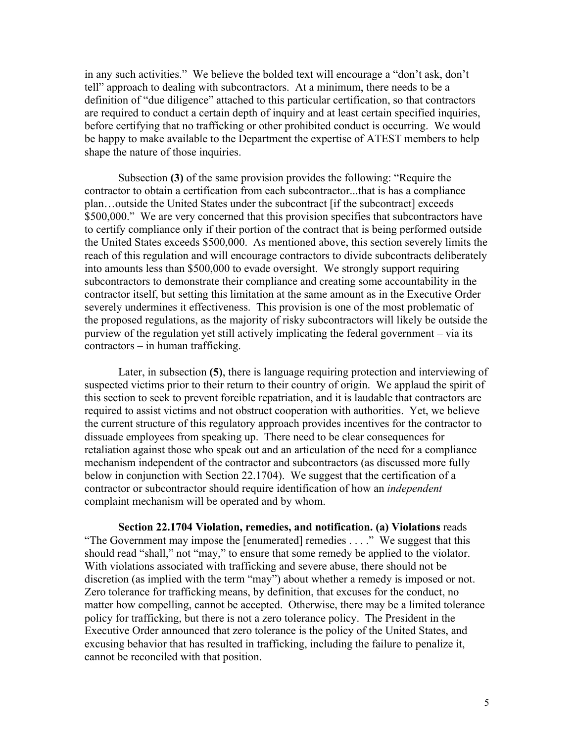in any such activities." We believe the bolded text will encourage a "don't ask, don't tell" approach to dealing with subcontractors. At a minimum, there needs to be a definition of "due diligence" attached to this particular certification, so that contractors are required to conduct a certain depth of inquiry and at least certain specified inquiries, before certifying that no trafficking or other prohibited conduct is occurring. We would be happy to make available to the Department the expertise of ATEST members to help shape the nature of those inquiries.

Subsection **(3)** of the same provision provides the following: "Require the contractor to obtain a certification from each subcontractor...that is has a compliance plan…outside the United States under the subcontract [if the subcontract] exceeds $500,000." We are very concerned that this provision specifies that subcontractors have to certify compliance only if their portion of the contract that is being performed outside the United States exceeds $500,000. As mentioned above, this section severely limits the reach of this regulation and will encourage contractors to divide subcontracts deliberately into amounts less than $500,000 to evade oversight. We strongly support requiring subcontractors to demonstrate their compliance and creating some accountability in the contractor itself, but setting this limitation at the same amount as in the Executive Order severely undermines it effectiveness. This provision is one of the most problematic of the proposed regulations, as the majority of risky subcontractors will likely be outside the purview of the regulation yet still actively implicating the federal government – via its contractors – in human trafficking.

Later, in subsection **(5)**, there is language requiring protection and interviewing of suspected victims prior to their return to their country of origin. We applaud the spirit of this section to seek to prevent forcible repatriation, and it is laudable that contractors are required to assist victims and not obstruct cooperation with authorities. Yet, we believe the current structure of this regulatory approach provides incentives for the contractor to dissuade employees from speaking up. There need to be clear consequences for retaliation against those who speak out and an articulation of the need for a compliance mechanism independent of the contractor and subcontractors (as discussed more fully below in conjunction with Section 22.1704). We suggest that the certification of a contractor or subcontractor should require identification of how an *independent* complaint mechanism will be operated and by whom.

**Section 22.1704 Violation, remedies, and notification. (a) Violations** reads "The Government may impose the [enumerated] remedies . . . ." We suggest that this should read "shall," not "may," to ensure that some remedy be applied to the violator. With violations associated with trafficking and severe abuse, there should not be discretion (as implied with the term "may") about whether a remedy is imposed or not. Zero tolerance for trafficking means, by definition, that excuses for the conduct, no matter how compelling, cannot be accepted. Otherwise, there may be a limited tolerance policy for trafficking, but there is not a zero tolerance policy. The President in the Executive Order announced that zero tolerance is the policy of the United States, and excusing behavior that has resulted in trafficking, including the failure to penalize it, cannot be reconciled with that position.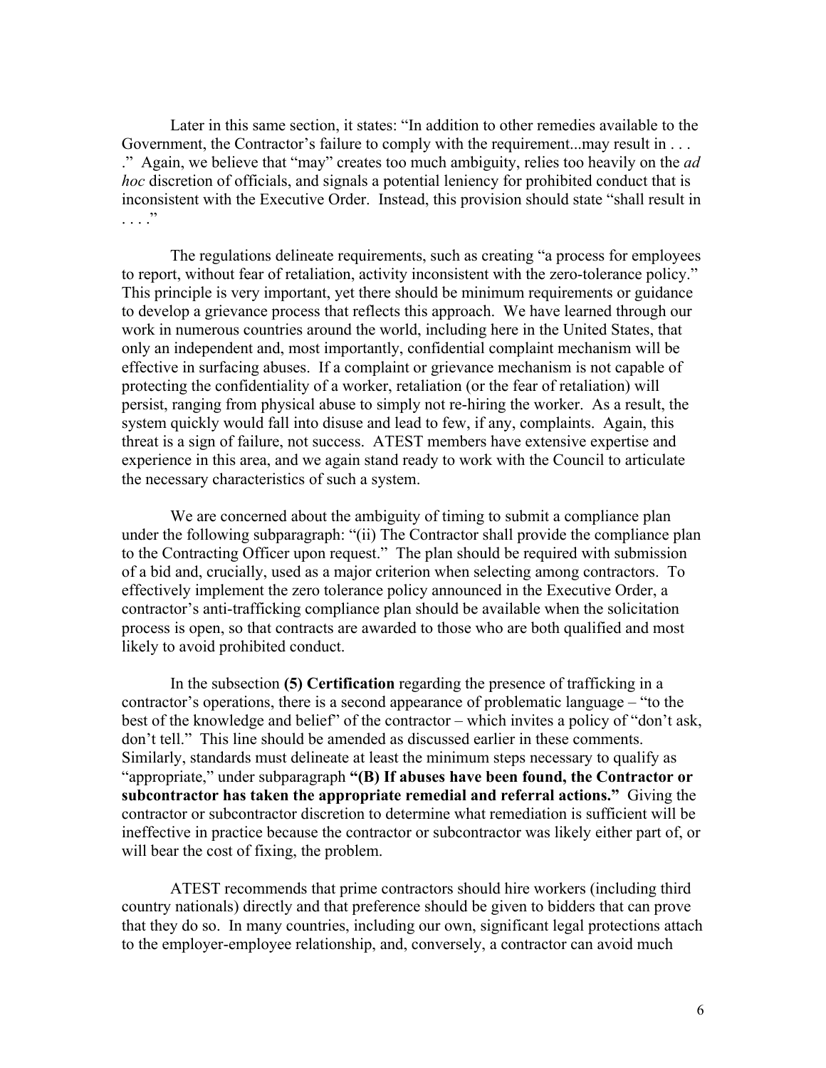Later in this same section, it states: "In addition to other remedies available to the Government, the Contractor's failure to comply with the requirement...may result in . . . ." Again, we believe that "may" creates too much ambiguity, relies too heavily on the *ad hoc* discretion of officials, and signals a potential leniency for prohibited conduct that is inconsistent with the Executive Order. Instead, this provision should state "shall result in . . . ."

The regulations delineate requirements, such as creating "a process for employees to report, without fear of retaliation, activity inconsistent with the zero-tolerance policy." This principle is very important, yet there should be minimum requirements or guidance to develop a grievance process that reflects this approach. We have learned through our work in numerous countries around the world, including here in the United States, that only an independent and, most importantly, confidential complaint mechanism will be effective in surfacing abuses. If a complaint or grievance mechanism is not capable of protecting the confidentiality of a worker, retaliation (or the fear of retaliation) will persist, ranging from physical abuse to simply not re-hiring the worker. As a result, the system quickly would fall into disuse and lead to few, if any, complaints. Again, this threat is a sign of failure, not success. ATEST members have extensive expertise and experience in this area, and we again stand ready to work with the Council to articulate the necessary characteristics of such a system.

We are concerned about the ambiguity of timing to submit a compliance plan under the following subparagraph: "(ii) The Contractor shall provide the compliance plan to the Contracting Officer upon request." The plan should be required with submission of a bid and, crucially, used as a major criterion when selecting among contractors. To effectively implement the zero tolerance policy announced in the Executive Order, a contractor's anti-trafficking compliance plan should be available when the solicitation process is open, so that contracts are awarded to those who are both qualified and most likely to avoid prohibited conduct.

In the subsection **(5) Certification** regarding the presence of trafficking in a contractor's operations, there is a second appearance of problematic language – "to the best of the knowledge and belief" of the contractor – which invites a policy of "don't ask, don't tell." This line should be amended as discussed earlier in these comments. Similarly, standards must delineate at least the minimum steps necessary to qualify as "appropriate," under subparagraph **"(B) If abuses have been found, the Contractor or subcontractor has taken the appropriate remedial and referral actions."** Giving the contractor or subcontractor discretion to determine what remediation is sufficient will be ineffective in practice because the contractor or subcontractor was likely either part of, or will bear the cost of fixing, the problem.

ATEST recommends that prime contractors should hire workers (including third country nationals) directly and that preference should be given to bidders that can prove that they do so. In many countries, including our own, significant legal protections attach to the employer-employee relationship, and, conversely, a contractor can avoid much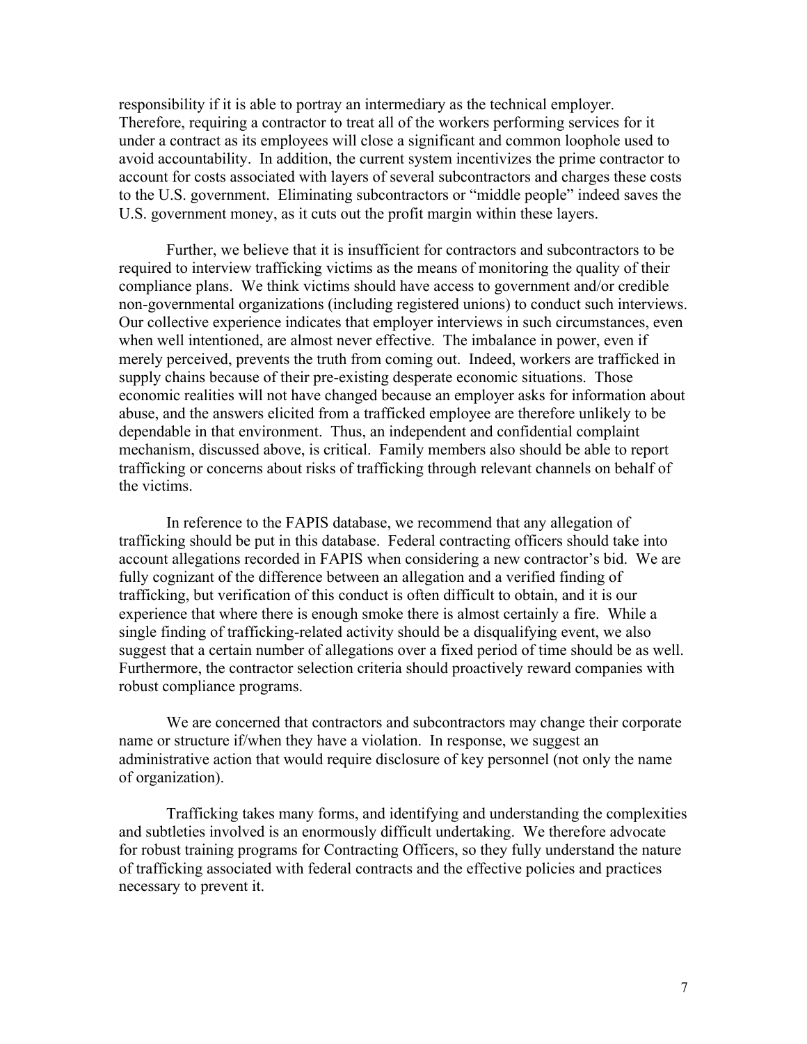responsibility if it is able to portray an intermediary as the technical employer. Therefore, requiring a contractor to treat all of the workers performing services for it under a contract as its employees will close a significant and common loophole used to avoid accountability. In addition, the current system incentivizes the prime contractor to account for costs associated with layers of several subcontractors and charges these costs to the U.S. government. Eliminating subcontractors or "middle people" indeed saves the U.S. government money, as it cuts out the profit margin within these layers.

Further, we believe that it is insufficient for contractors and subcontractors to be required to interview trafficking victims as the means of monitoring the quality of their compliance plans. We think victims should have access to government and/or credible non-governmental organizations (including registered unions) to conduct such interviews. Our collective experience indicates that employer interviews in such circumstances, even when well intentioned, are almost never effective. The imbalance in power, even if merely perceived, prevents the truth from coming out. Indeed, workers are trafficked in supply chains because of their pre-existing desperate economic situations. Those economic realities will not have changed because an employer asks for information about abuse, and the answers elicited from a trafficked employee are therefore unlikely to be dependable in that environment. Thus, an independent and confidential complaint mechanism, discussed above, is critical. Family members also should be able to report trafficking or concerns about risks of trafficking through relevant channels on behalf of the victims.

In reference to the FAPIS database, we recommend that any allegation of trafficking should be put in this database. Federal contracting officers should take into account allegations recorded in FAPIS when considering a new contractor's bid. We are fully cognizant of the difference between an allegation and a verified finding of trafficking, but verification of this conduct is often difficult to obtain, and it is our experience that where there is enough smoke there is almost certainly a fire. While a single finding of trafficking-related activity should be a disqualifying event, we also suggest that a certain number of allegations over a fixed period of time should be as well. Furthermore, the contractor selection criteria should proactively reward companies with robust compliance programs.

We are concerned that contractors and subcontractors may change their corporate name or structure if/when they have a violation. In response, we suggest an administrative action that would require disclosure of key personnel (not only the name of organization).

Trafficking takes many forms, and identifying and understanding the complexities and subtleties involved is an enormously difficult undertaking. We therefore advocate for robust training programs for Contracting Officers, so they fully understand the nature of trafficking associated with federal contracts and the effective policies and practices necessary to prevent it.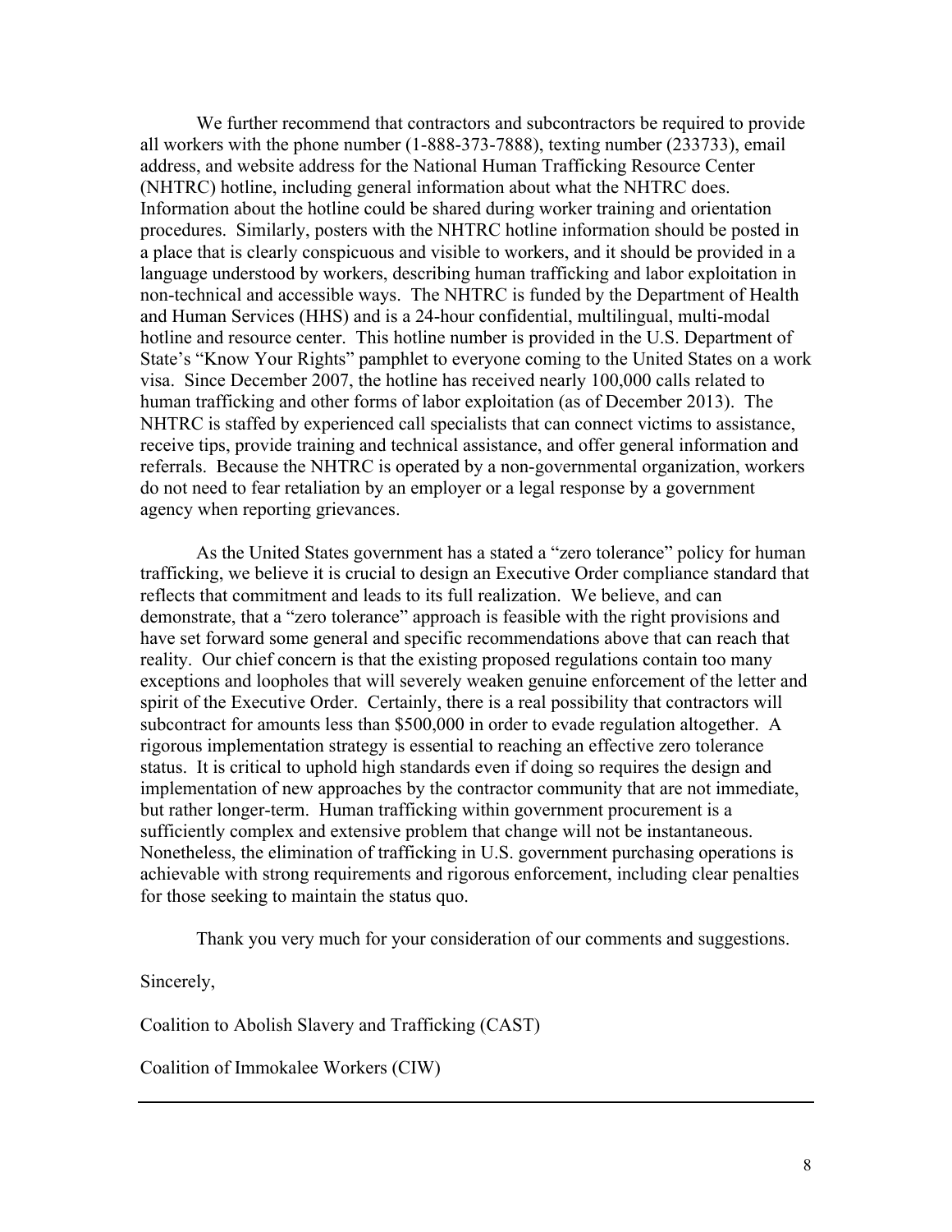We further recommend that contractors and subcontractors be required to provide all workers with the phone number (1-888-373-7888), texting number (233733), email address, and website address for the National Human Trafficking Resource Center (NHTRC) hotline, including general information about what the NHTRC does. Information about the hotline could be shared during worker training and orientation procedures. Similarly, posters with the NHTRC hotline information should be posted in a place that is clearly conspicuous and visible to workers, and it should be provided in a language understood by workers, describing human trafficking and labor exploitation in non-technical and accessible ways. The NHTRC is funded by the Department of Health and Human Services (HHS) and is a 24-hour confidential, multilingual, multi-modal hotline and resource center. This hotline number is provided in the U.S. Department of State's "Know Your Rights" pamphlet to everyone coming to the United States on a work visa. Since December 2007, the hotline has received nearly 100,000 calls related to human trafficking and other forms of labor exploitation (as of December 2013). The NHTRC is staffed by experienced call specialists that can connect victims to assistance, receive tips, provide training and technical assistance, and offer general information and referrals. Because the NHTRC is operated by a non-governmental organization, workers do not need to fear retaliation by an employer or a legal response by a government agency when reporting grievances.

As the United States government has a stated a "zero tolerance" policy for human trafficking, we believe it is crucial to design an Executive Order compliance standard that reflects that commitment and leads to its full realization. We believe, and can demonstrate, that a "zero tolerance" approach is feasible with the right provisions and have set forward some general and specific recommendations above that can reach that reality. Our chief concern is that the existing proposed regulations contain too many exceptions and loopholes that will severely weaken genuine enforcement of the letter and spirit of the Executive Order. Certainly, there is a real possibility that contractors will subcontract for amounts less than $500,000 in order to evade regulation altogether. A rigorous implementation strategy is essential to reaching an effective zero tolerance status. It is critical to uphold high standards even if doing so requires the design and implementation of new approaches by the contractor community that are not immediate, but rather longer-term. Human trafficking within government procurement is a sufficiently complex and extensive problem that change will not be instantaneous. Nonetheless, the elimination of trafficking in U.S. government purchasing operations is achievable with strong requirements and rigorous enforcement, including clear penalties for those seeking to maintain the status quo.

Thank you very much for your consideration of our comments and suggestions.

Sincerely,

Coalition to Abolish Slavery and Trafficking (CAST)

Coalition of Immokalee Workers (CIW)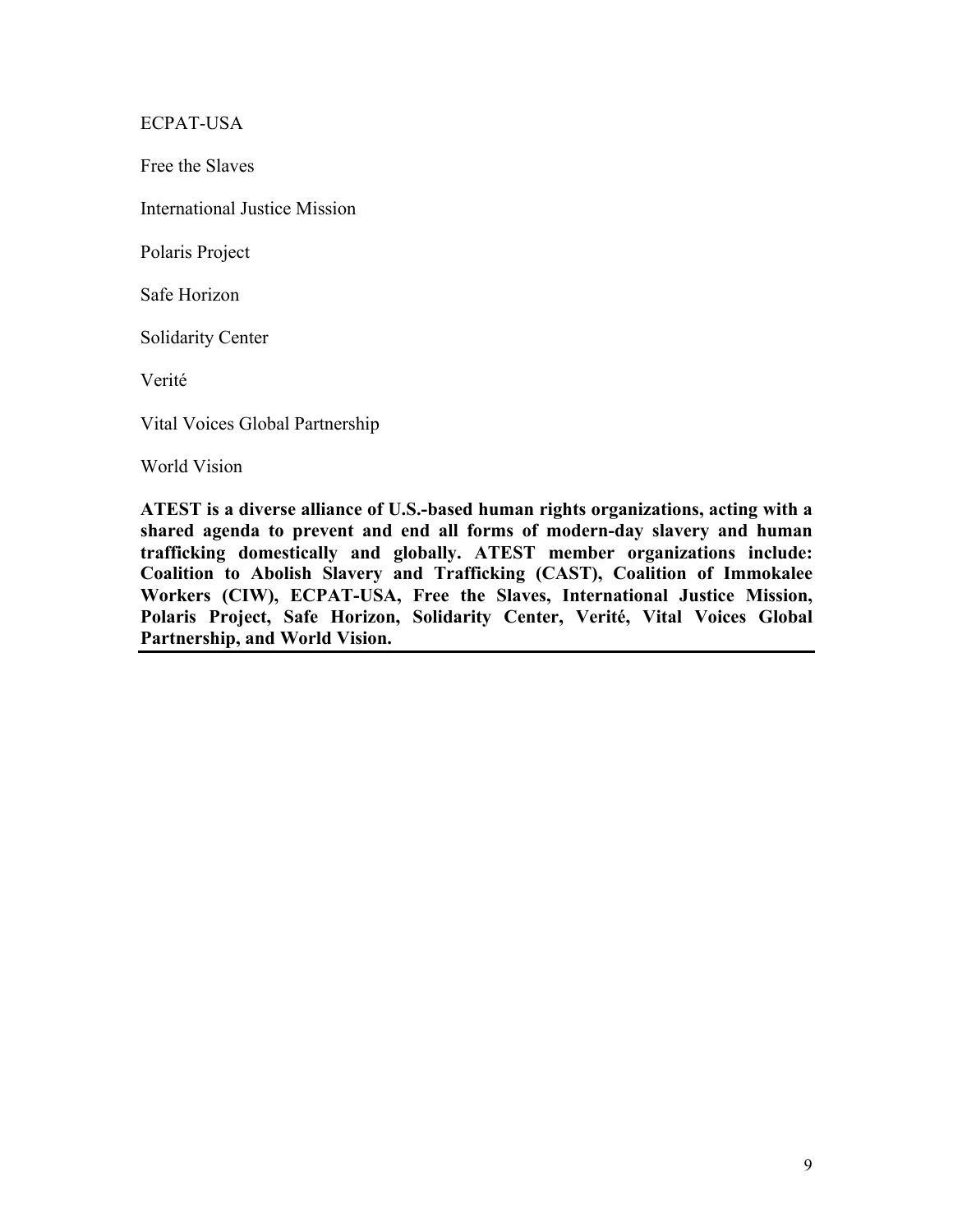ECPAT-USA

Free the Slaves

International Justice Mission

Polaris Project

Safe Horizon

Solidarity Center

Verité

Vital Voices Global Partnership

World Vision

**ATEST is a diverse alliance of U.S.-based human rights organizations, acting with a shared agenda to prevent and end all forms of modern-day slavery and human trafficking domestically and globally. ATEST member organizations include: Coalition to Abolish Slavery and Trafficking (CAST), Coalition of Immokalee Workers (CIW), ECPAT-USA, Free the Slaves, International Justice Mission, Polaris Project, Safe Horizon, Solidarity Center, Verité, Vital Voices Global Partnership, and World Vision.**